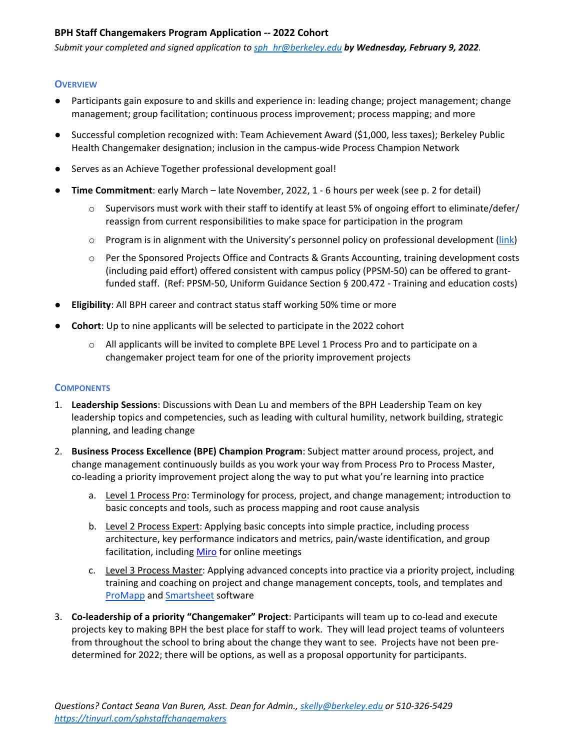# BPH Staff Changemakers Program Application -- 2022 Cohort

*Submit your completed and signed application to [sph_hr@berkeley.edu](mailto:sph_hr@berkeley.edu) **by Wednesday, February 9, 2022**.*

## Overview

- Participants gain exposure to and skills and experience in: leading change; project management; change management; group facilitation; continuous process improvement; process mapping; and more
- Successful completion recognized with: Team Achievement Award ($1,000, less taxes); Berkeley Public Health Changemaker designation; inclusion in the campus-wide Process Champion Network
- Serves as an Achieve Together professional development goal!
- **Time Commitment**: early March – late November, 2022, 1 - 6 hours per week (see p. 2 for detail)
    - Supervisors must work with their staff to identify at least 5% of ongoing effort to eliminate/defer/reassign from current responsibilities to make space for participation in the program
    - Program is in alignment with the University's personnel policy on professional development (link)
    - Per the Sponsored Projects Office and Contracts & Grants Accounting, training development costs (including paid effort) offered consistent with campus policy (PPSM-50) can be offered to grant-funded staff. (Ref: PPSM-50, Uniform Guidance Section § 200.472 - Training and education costs)
- **Eligibility**: All BPH career and contract status staff working 50% time or more
- **Cohort**: Up to nine applicants will be selected to participate in the 2022 cohort
    - All applicants will be invited to complete BPE Level 1 Process Pro and to participate on a changemaker project team for one of the priority improvement projects

## Components

1. **Leadership Sessions**: Discussions with Dean Lu and members of the BPH Leadership Team on key leadership topics and competencies, such as leading with cultural humility, network building, strategic planning, and leading change
2. **Business Process Excellence (BPE) Champion Program**: Subject matter around process, project, and change management continuously builds as you work your way from Process Pro to Process Master, co-leading a priority improvement project along the way to put what you're learning into practice
    a. Level 1 Process Pro: Terminology for process, project, and change management; introduction to basic concepts and tools, such as process mapping and root cause analysis
    b. Level 2 Process Expert: Applying basic concepts into simple practice, including process architecture, key performance indicators and metrics, pain/waste identification, and group facilitation, including Miro for online meetings
    c. Level 3 Process Master: Applying advanced concepts into practice via a priority project, including training and coaching on project and change management concepts, tools, and templates and ProMapp and Smartsheet software
3. **Co-leadership of a priority "Changemaker" Project**: Participants will team up to co-lead and execute projects key to making BPH the best place for staff to work. They will lead project teams of volunteers from throughout the school to bring about the change they want to see. Projects have not been pre-determined for 2022; there will be options, as well as a proposal opportunity for participants.

*Questions? Contact Seana Van Buren, Asst. Dean for Admin., [skelly@berkeley.edu](mailto:skelly@berkeley.edu) or 510-326-5429*
*[https://tinyurl.com/sphstaffchangemakers](https://tinyurl.com/sphstaffchangemakers)*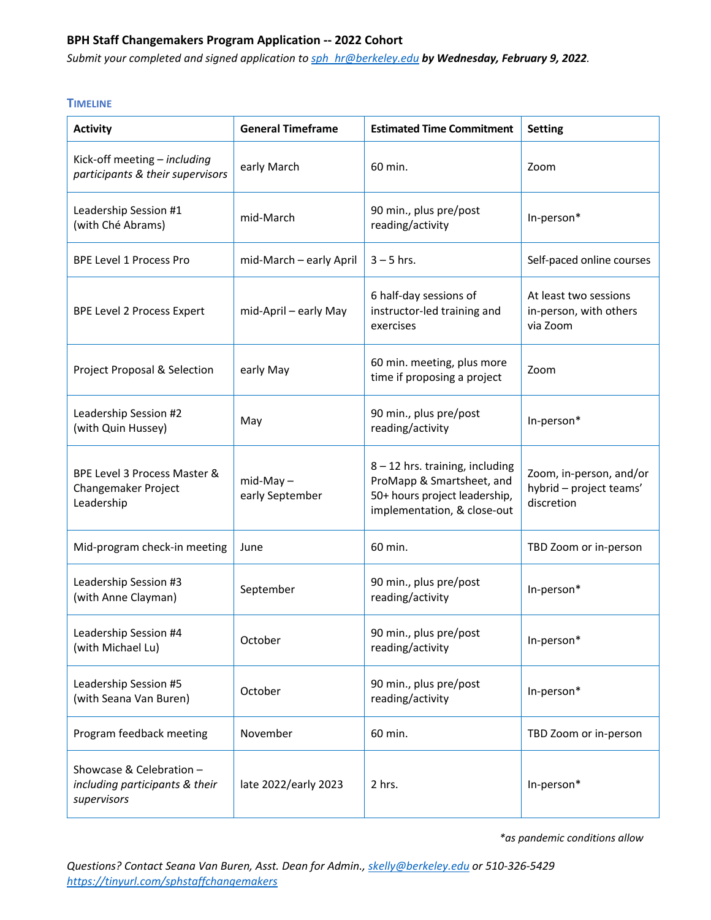**BPH Staff Changemakers Program Application -- 2022 Cohort**

*Submit your completed and signed application to [sph_hr@berkeley.edu](mailto:sph_hr@berkeley.edu) **by Wednesday, February 9, 2022**.*

### TIMELINE

| Activity | General Timeframe | Estimated Time Commitment | Setting |
|---|---|---|---|
| Kick-off meeting – *including participants & their supervisors* | early March | 60 min. | Zoom |
| Leadership Session #1 (with Ché Abrams) | mid-March | 90 min., plus pre/post reading/activity | In-person* |
| BPE Level 1 Process Pro | mid-March – early April | 3 – 5 hrs. | Self-paced online courses |
| BPE Level 2 Process Expert | mid-April – early May | 6 half-day sessions of instructor-led training and exercises | At least two sessions in-person, with others via Zoom |
| Project Proposal & Selection | early May | 60 min. meeting, plus more time if proposing a project | Zoom |
| Leadership Session #2 (with Quin Hussey) | May | 90 min., plus pre/post reading/activity | In-person* |
| BPE Level 3 Process Master & Changemaker Project Leadership | mid-May – early September | 8 – 12 hrs. training, including ProMapp & Smartsheet, and 50+ hours project leadership, implementation, & close-out | Zoom, in-person, and/or hybrid – project teams' discretion |
| Mid-program check-in meeting | June | 60 min. | TBD Zoom or in-person |
| Leadership Session #3 (with Anne Clayman) | September | 90 min., plus pre/post reading/activity | In-person* |
| Leadership Session #4 (with Michael Lu) | October | 90 min., plus pre/post reading/activity | In-person* |
| Leadership Session #5 (with Seana Van Buren) | October | 90 min., plus pre/post reading/activity | In-person* |
| Program feedback meeting | November | 60 min. | TBD Zoom or in-person |
| Showcase & Celebration – *including participants & their supervisors* | late 2022/early 2023 | 2 hrs. | In-person* |

*\*as pandemic conditions allow*

*Questions? Contact Seana Van Buren, Asst. Dean for Admin., [skelly@berkeley.edu](mailto:skelly@berkeley.edu) or 510-326-5429*
*[https://tinyurl.com/sphstaffchangemakers](https://tinyurl.com/sphstaffchangemakers)*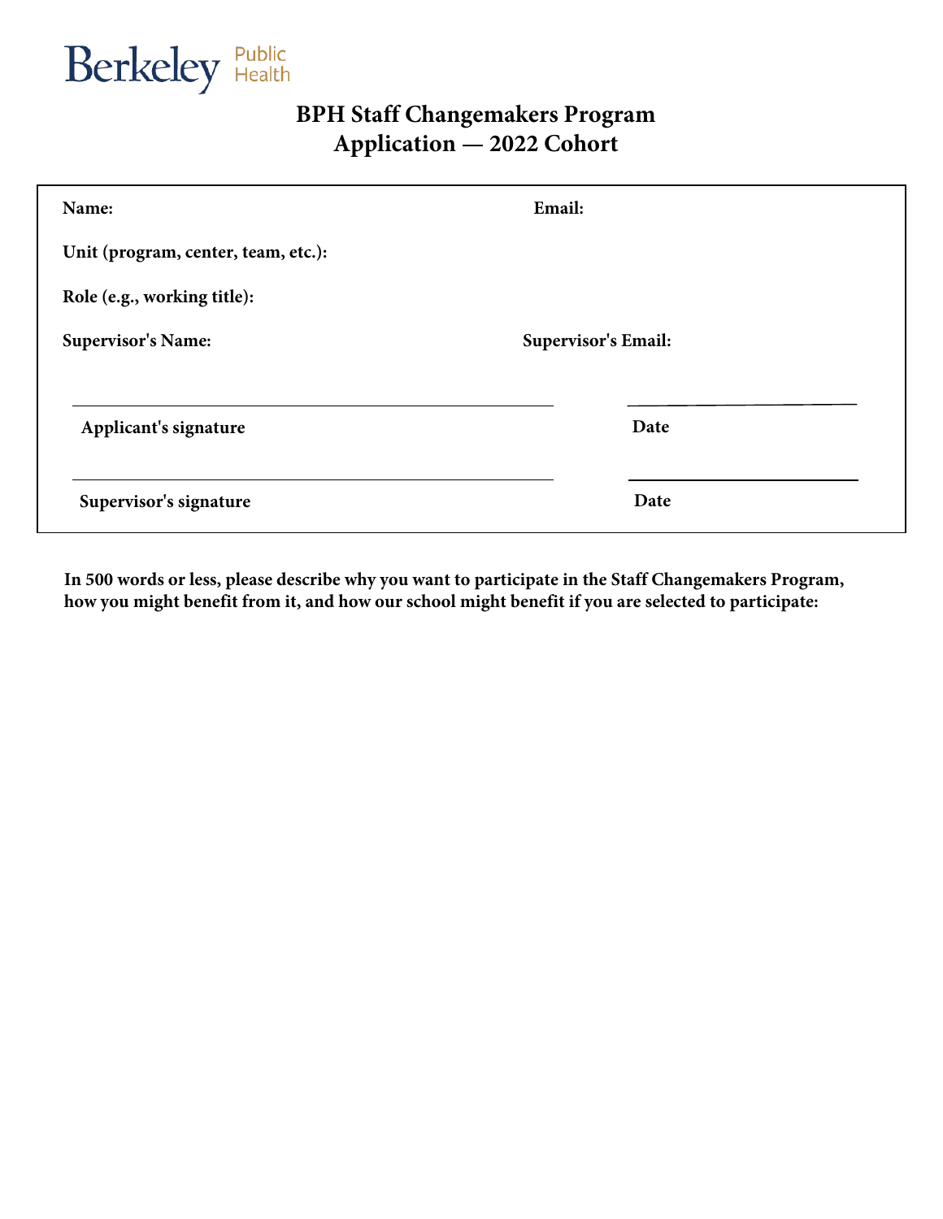Berkeley Public Health

# BPH Staff Changemakers Program
# Application — 2022 Cohort

**Name:** **Email:**

**Unit (program, center, team, etc.):**

**Role (e.g., working title):**

**Supervisor's Name:** **Supervisor's Email:**

______________________________ ______________

**Applicant's signature** **Date**

______________________________ ______________

**Supervisor's signature** **Date**

**In 500 words or less, please describe why you want to participate in the Staff Changemakers Program, how you might benefit from it, and how our school might benefit if you are selected to participate:**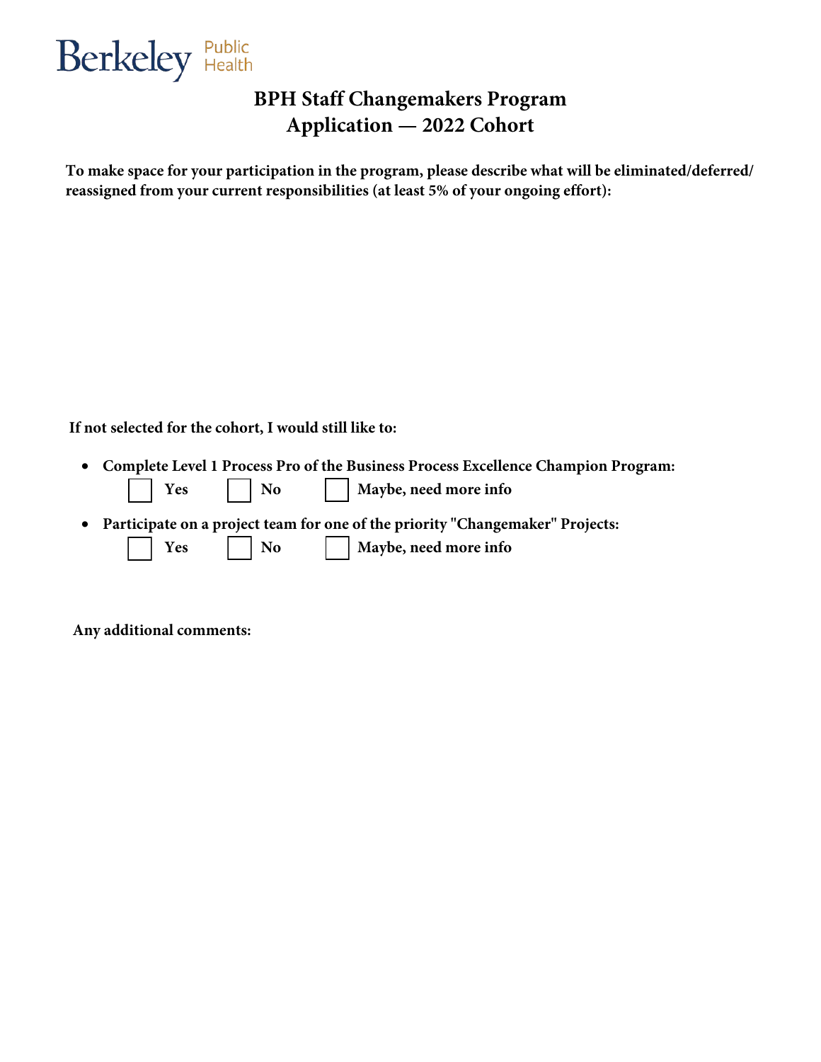Berkeley Public Health

# BPH Staff Changemakers Program
# Application — 2022 Cohort

**To make space for your participation in the program, please describe what will be eliminated/deferred/ reassigned from your current responsibilities (at least 5% of your ongoing effort):**

**If not selected for the cohort, I would still like to:**

- **Complete Level 1 Process Pro of the Business Process Excellence Champion Program:**
  ☐ **Yes** ☐ **No** ☐ **Maybe, need more info**
- **Participate on a project team for one of the priority "Changemaker" Projects:**
  ☐ **Yes** ☐ **No** ☐ **Maybe, need more info**

**Any additional comments:**